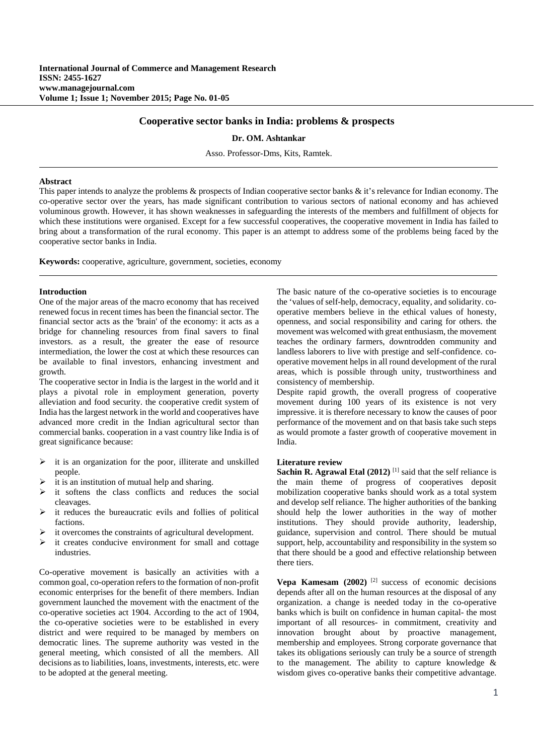# Cooperative sector banks in India: problems & prospects

**Dr. OM. Ashtankar**

Asso. Professor-Dms, Kits, Ramtek.

## Abstract

This paper intends to analyze the problems & prospects of Indian cooperative sector banks & it's relevance for Indian economy. The co-operative sector over the years, has made significant contribution to various sectors of national economy and has achieved voluminous growth. However, it has shown weaknesses in safeguarding the interests of the members and fulfillment of objects for which these institutions were organised. Except for a few successful cooperatives, the cooperative movement in India has failed to bring about a transformation of the rural economy. This paper is an attempt to address some of the problems being faced by the cooperative sector banks in India.

**Keywords:** cooperative, agriculture, government, societies, economy

## Introduction

One of the major areas of the macro economy that has received renewed focus in recent times has been the financial sector. The financial sector acts as the 'brain' of the economy: it acts as a bridge for channeling resources from final savers to final investors. as a result, the greater the ease of resource intermediation, the lower the cost at which these resources can be available to final investors, enhancing investment and growth.

The cooperative sector in India is the largest in the world and it plays a pivotal role in employment generation, poverty alleviation and food security. the cooperative credit system of India has the largest network in the world and cooperatives have advanced more credit in the Indian agricultural sector than commercial banks. cooperation in a vast country like India is of great significance because:

- it is an organization for the poor, illiterate and unskilled people.
- it is an institution of mutual help and sharing.
- it softens the class conflicts and reduces the social cleavages.
- it reduces the bureaucratic evils and follies of political factions.
- it overcomes the constraints of agricultural development.
- it creates conducive environment for small and cottage industries.

Co-operative movement is basically an activities with a common goal, co-operation refers to the formation of non-profit economic enterprises for the benefit of there members. Indian government launched the movement with the enactment of the co-operative societies act 1904. According to the act of 1904, the co-operative societies were to be established in every district and were required to be managed by members on democratic lines. The supreme authority was vested in the general meeting, which consisted of all the members. All decisions as to liabilities, loans, investments, interests, etc. were to be adopted at the general meeting.

The basic nature of the co-operative societies is to encourage the 'values of self-help, democracy, equality, and solidarity. co-operative members believe in the ethical values of honesty, openness, and social responsibility and caring for others. the movement was welcomed with great enthusiasm, the movement teaches the ordinary farmers, downtrodden community and landless laborers to live with prestige and self-confidence. co-operative movement helps in all round development of the rural areas, which is possible through unity, trustworthiness and consistency of membership.

Despite rapid growth, the overall progress of cooperative movement during 100 years of its existence is not very impressive. it is therefore necessary to know the causes of poor performance of the movement and on that basis take such steps as would promote a faster growth of cooperative movement in India.

## Literature review

**Sachin R. Agrawal Etal (2012)** [1] said that the self reliance is the main theme of progress of cooperatives deposit mobilization cooperative banks should work as a total system and develop self reliance. The higher authorities of the banking should help the lower authorities in the way of mother institutions. They should provide authority, leadership, guidance, supervision and control. There should be mutual support, help, accountability and responsibility in the system so that there should be a good and effective relationship between there tiers.

**Vepa Kamesam (2002)** [2] success of economic decisions depends after all on the human resources at the disposal of any organization. a change is needed today in the co-operative banks which is built on confidence in human capital- the most important of all resources- in commitment, creativity and innovation brought about by proactive management, membership and employees. Strong corporate governance that takes its obligations seriously can truly be a source of strength to the management. The ability to capture knowledge & wisdom gives co-operative banks their competitive advantage.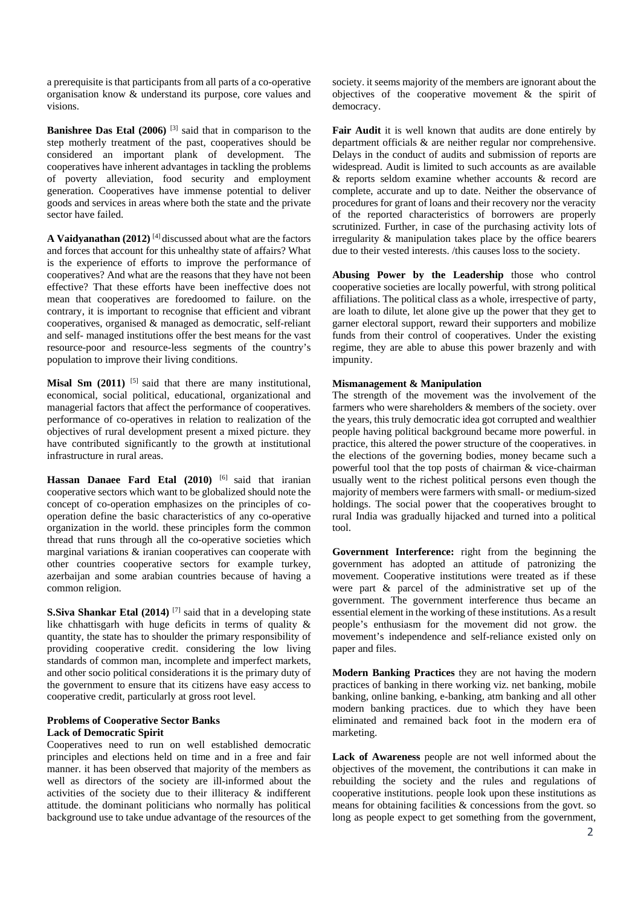a prerequisite is that participants from all parts of a co-operative organisation know & understand its purpose, core values and visions.

**Banishree Das Etal (2006)** [3] said that in comparison to the step motherly treatment of the past, cooperatives should be considered an important plank of development. The cooperatives have inherent advantages in tackling the problems of poverty alleviation, food security and employment generation. Cooperatives have immense potential to deliver goods and services in areas where both the state and the private sector have failed.

**A Vaidyanathan (2012)** [4] discussed about what are the factors and forces that account for this unhealthy state of affairs? What is the experience of efforts to improve the performance of cooperatives? And what are the reasons that they have not been effective? That these efforts have been ineffective does not mean that cooperatives are foredoomed to failure. on the contrary, it is important to recognise that efficient and vibrant cooperatives, organised & managed as democratic, self-reliant and self- managed institutions offer the best means for the vast resource-poor and resource-less segments of the country's population to improve their living conditions.

**Misal Sm (2011)** [5] said that there are many institutional, economical, social political, educational, organizational and managerial factors that affect the performance of cooperatives. performance of co-operatives in relation to realization of the objectives of rural development present a mixed picture. they have contributed significantly to the growth at institutional infrastructure in rural areas.

**Hassan Danaee Fard Etal (2010)** [6] said that iranian cooperative sectors which want to be globalized should note the concept of co-operation emphasizes on the principles of co-operation define the basic characteristics of any co-operative organization in the world. these principles form the common thread that runs through all the co-operative societies which marginal variations & iranian cooperatives can cooperate with other countries cooperative sectors for example turkey, azerbaijan and some arabian countries because of having a common religion.

**S.Siva Shankar Etal (2014)** [7] said that in a developing state like chhattisgarh with huge deficits in terms of quality & quantity, the state has to shoulder the primary responsibility of providing cooperative credit. considering the low living standards of common man, incomplete and imperfect markets, and other socio political considerations it is the primary duty of the government to ensure that its citizens have easy access to cooperative credit, particularly at gross root level.

**Problems of Cooperative Sector Banks**

**Lack of Democratic Spirit**

Cooperatives need to run on well established democratic principles and elections held on time and in a free and fair manner. it has been observed that majority of the members as well as directors of the society are ill-informed about the activities of the society due to their illiteracy & indifferent attitude. the dominant politicians who normally has political background use to take undue advantage of the resources of the society. it seems majority of the members are ignorant about the objectives of the cooperative movement & the spirit of democracy.

**Fair Audit** it is well known that audits are done entirely by department officials & are neither regular nor comprehensive. Delays in the conduct of audits and submission of reports are widespread. Audit is limited to such accounts as are available & reports seldom examine whether accounts & record are complete, accurate and up to date. Neither the observance of procedures for grant of loans and their recovery nor the veracity of the reported characteristics of borrowers are properly scrutinized. Further, in case of the purchasing activity lots of irregularity & manipulation takes place by the office bearers due to their vested interests. /this causes loss to the society.

**Abusing Power by the Leadership** those who control cooperative societies are locally powerful, with strong political affiliations. The political class as a whole, irrespective of party, are loath to dilute, let alone give up the power that they get to garner electoral support, reward their supporters and mobilize funds from their control of cooperatives. Under the existing regime, they are able to abuse this power brazenly and with impunity.

**Mismanagement & Manipulation**

The strength of the movement was the involvement of the farmers who were shareholders & members of the society. over the years, this truly democratic idea got corrupted and wealthier people having political background became more powerful. in practice, this altered the power structure of the cooperatives. in the elections of the governing bodies, money became such a powerful tool that the top posts of chairman & vice-chairman usually went to the richest political persons even though the majority of members were farmers with small- or medium-sized holdings. The social power that the cooperatives brought to rural India was gradually hijacked and turned into a political tool.

**Government Interference:** right from the beginning the government has adopted an attitude of patronizing the movement. Cooperative institutions were treated as if these were part & parcel of the administrative set up of the government. The government interference thus became an essential element in the working of these institutions. As a result people's enthusiasm for the movement did not grow. the movement's independence and self-reliance existed only on paper and files.

**Modern Banking Practices** they are not having the modern practices of banking in there working viz. net banking, mobile banking, online banking, e-banking, atm banking and all other modern banking practices. due to which they have been eliminated and remained back foot in the modern era of marketing.

**Lack of Awareness** people are not well informed about the objectives of the movement, the contributions it can make in rebuilding the society and the rules and regulations of cooperative institutions. people look upon these institutions as means for obtaining facilities & concessions from the govt. so long as people expect to get something from the government,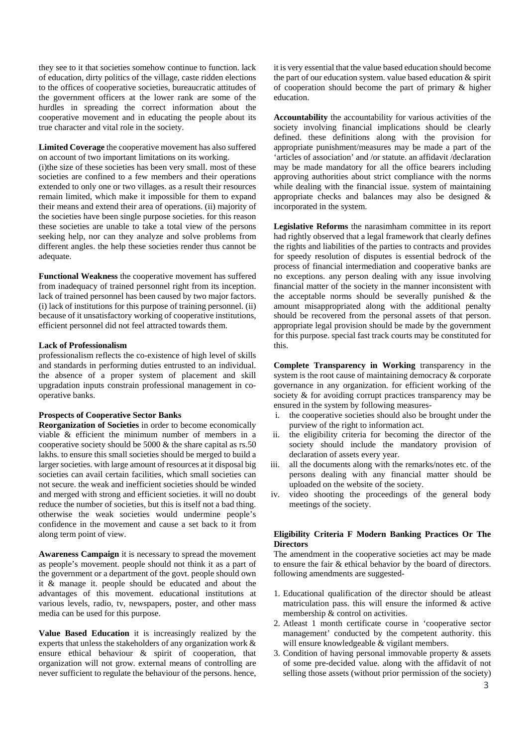they see to it that societies somehow continue to function. lack of education, dirty politics of the village, caste ridden elections to the offices of cooperative societies, bureaucratic attitudes of the government officers at the lower rank are some of the hurdles in spreading the correct information about the cooperative movement and in educating the people about its true character and vital role in the society.

**Limited Coverage** the cooperative movement has also suffered on account of two important limitations on its working.
(i)the size of these societies has been very small. most of these societies are confined to a few members and their operations extended to only one or two villages. as a result their resources remain limited, which make it impossible for them to expand their means and extend their area of operations. (ii) majority of the societies have been single purpose societies. for this reason these societies are unable to take a total view of the persons seeking help, nor can they analyze and solve problems from different angles. the help these societies render thus cannot be adequate.

**Functional Weakness** the cooperative movement has suffered from inadequacy of trained personnel right from its inception. lack of trained personnel has been caused by two major factors. (i) lack of institutions for this purpose of training personnel. (ii) because of it unsatisfactory working of cooperative institutions, efficient personnel did not feel attracted towards them.

**Lack of Professionalism**

professionalism reflects the co-existence of high level of skills and standards in performing duties entrusted to an individual. the absence of a proper system of placement and skill upgradation inputs constrain professional management in co-operative banks.

**Prospects of Cooperative Sector Banks**

**Reorganization of Societies** in order to become economically viable & efficient the minimum number of members in a cooperative society should be 5000 & the share capital as rs.50 lakhs. to ensure this small societies should be merged to build a larger societies. with large amount of resources at it disposal big societies can avail certain facilities, which small societies can not secure. the weak and inefficient societies should be winded and merged with strong and efficient societies. it will no doubt reduce the number of societies, but this is itself not a bad thing. otherwise the weak societies would undermine people's confidence in the movement and cause a set back to it from along term point of view.

**Awareness Campaign** it is necessary to spread the movement as people's movement. people should not think it as a part of the government or a department of the govt. people should own it & manage it. people should be educated and about the advantages of this movement. educational institutions at various levels, radio, tv, newspapers, poster, and other mass media can be used for this purpose.

**Value Based Education** it is increasingly realized by the experts that unless the stakeholders of any organization work & ensure ethical behaviour & spirit of cooperation, that organization will not grow. external means of controlling are never sufficient to regulate the behaviour of the persons. hence, it is very essential that the value based education should become the part of our education system. value based education & spirit of cooperation should become the part of primary & higher education.

**Accountability** the accountability for various activities of the society involving financial implications should be clearly defined. these definitions along with the provision for appropriate punishment/measures may be made a part of the 'articles of association' and /or statute. an affidavit /declaration may be made mandatory for all the office bearers including approving authorities about strict compliance with the norms while dealing with the financial issue. system of maintaining appropriate checks and balances may also be designed & incorporated in the system.

**Legislative Reforms** the narasimham committee in its report had rightly observed that a legal framework that clearly defines the rights and liabilities of the parties to contracts and provides for speedy resolution of disputes is essential bedrock of the process of financial intermediation and cooperative banks are no exceptions. any person dealing with any issue involving financial matter of the society in the manner inconsistent with the acceptable norms should be severally punished & the amount misappropriated along with the additional penalty should be recovered from the personal assets of that person. appropriate legal provision should be made by the government for this purpose. special fast track courts may be constituted for this.

**Complete Transparency in Working** transparency in the system is the root cause of maintaining democracy & corporate governance in any organization. for efficient working of the society & for avoiding corrupt practices transparency may be ensured in the system by following measures-

i. the cooperative societies should also be brought under the purview of the right to information act.
ii. the eligibility criteria for becoming the director of the society should include the mandatory provision of declaration of assets every year.
iii. all the documents along with the remarks/notes etc. of the persons dealing with any financial matter should be uploaded on the website of the society.
iv. video shooting the proceedings of the general body meetings of the society.

**Eligibility Criteria F Modern Banking Practices Or The Directors**

The amendment in the cooperative societies act may be made to ensure the fair & ethical behavior by the board of directors. following amendments are suggested-

1. Educational qualification of the director should be atleast matriculation pass. this will ensure the informed & active membership & control on activities.
2. Atleast 1 month certificate course in 'cooperative sector management' conducted by the competent authority. this will ensure knowledgeable & vigilant members.
3. Condition of having personal immovable property & assets of some pre-decided value. along with the affidavit of not selling those assets (without prior permission of the society)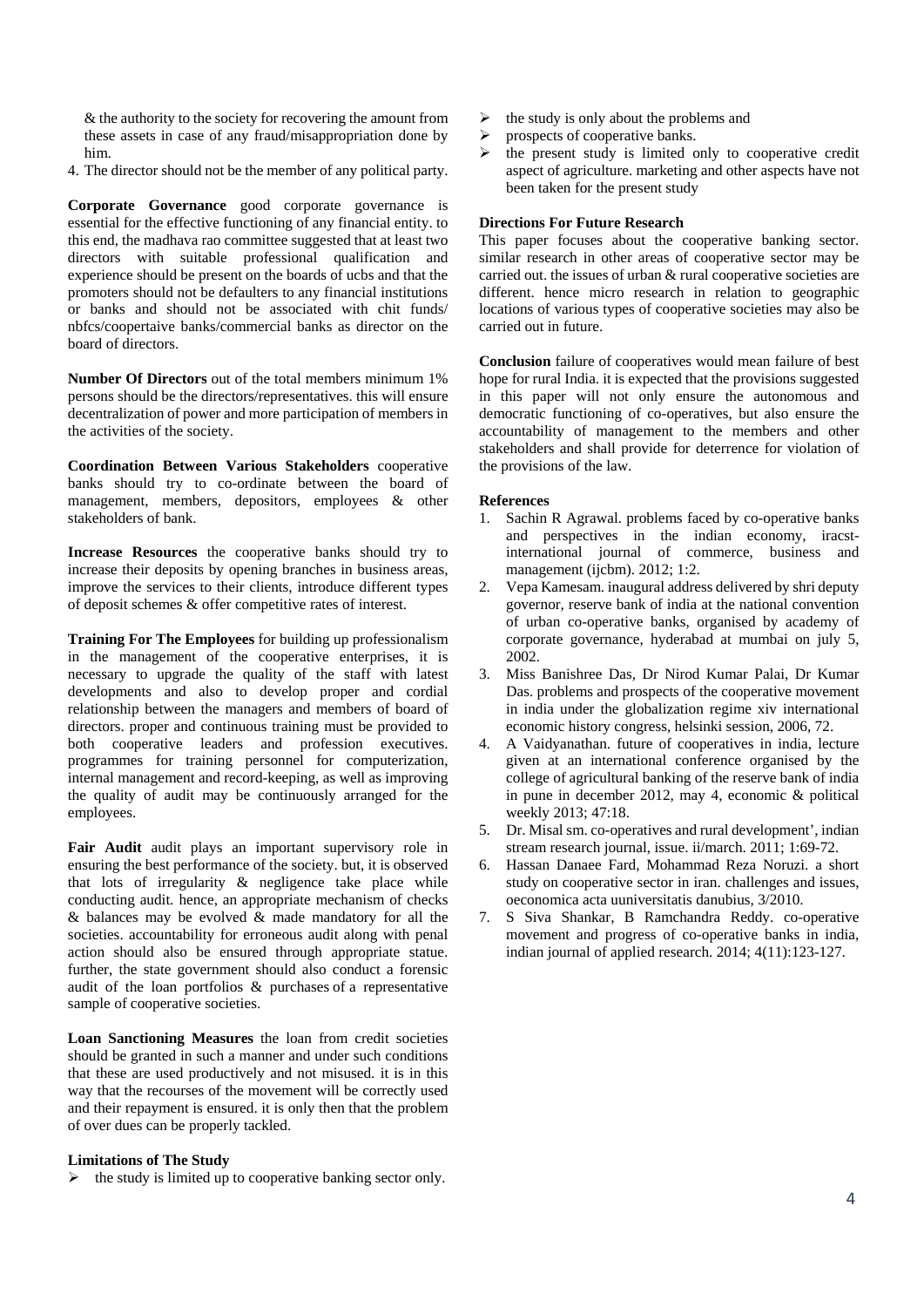& the authority to the society for recovering the amount from these assets in case of any fraud/misappropriation done by him.

4. The director should not be the member of any political party.

**Corporate Governance** good corporate governance is essential for the effective functioning of any financial entity. to this end, the madhava rao committee suggested that at least two directors with suitable professional qualification and experience should be present on the boards of ucbs and that the promoters should not be defaulters to any financial institutions or banks and should not be associated with chit funds/ nbfcs/coopertaive banks/commercial banks as director on the board of directors.

**Number Of Directors** out of the total members minimum 1% persons should be the directors/representatives. this will ensure decentralization of power and more participation of members in the activities of the society.

**Coordination Between Various Stakeholders** cooperative banks should try to co-ordinate between the board of management, members, depositors, employees & other stakeholders of bank.

**Increase Resources** the cooperative banks should try to increase their deposits by opening branches in business areas, improve the services to their clients, introduce different types of deposit schemes & offer competitive rates of interest.

**Training For The Employees** for building up professionalism in the management of the cooperative enterprises, it is necessary to upgrade the quality of the staff with latest developments and also to develop proper and cordial relationship between the managers and members of board of directors. proper and continuous training must be provided to both cooperative leaders and profession executives. programmes for training personnel for computerization, internal management and record-keeping, as well as improving the quality of audit may be continuously arranged for the employees.

**Fair Audit** audit plays an important supervisory role in ensuring the best performance of the society. but, it is observed that lots of irregularity & negligence take place while conducting audit. hence, an appropriate mechanism of checks & balances may be evolved & made mandatory for all the societies. accountability for erroneous audit along with penal action should also be ensured through appropriate statue. further, the state government should also conduct a forensic audit of the loan portfolios & purchases of a representative sample of cooperative societies.

**Loan Sanctioning Measures** the loan from credit societies should be granted in such a manner and under such conditions that these are used productively and not misused. it is in this way that the recourses of the movement will be correctly used and their repayment is ensured. it is only then that the problem of over dues can be properly tackled.

**Limitations of The Study**

- the study is limited up to cooperative banking sector only.
- the study is only about the problems and
- prospects of cooperative banks.
- the present study is limited only to cooperative credit aspect of agriculture. marketing and other aspects have not been taken for the present study

**Directions For Future Research**

This paper focuses about the cooperative banking sector. similar research in other areas of cooperative sector may be carried out. the issues of urban & rural cooperative societies are different. hence micro research in relation to geographic locations of various types of cooperative societies may also be carried out in future.

**Conclusion** failure of cooperatives would mean failure of best hope for rural India. it is expected that the provisions suggested in this paper will not only ensure the autonomous and democratic functioning of co-operatives, but also ensure the accountability of management to the members and other stakeholders and shall provide for deterrence for violation of the provisions of the law.

**References**

1. Sachin R Agrawal. problems faced by co-operative banks and perspectives in the indian economy, iracst-international journal of commerce, business and management (ijcbm). 2012; 1:2.
2. Vepa Kamesam. inaugural address delivered by shri deputy governor, reserve bank of india at the national convention of urban co-operative banks, organised by academy of corporate governance, hyderabad at mumbai on july 5, 2002.
3. Miss Banishree Das, Dr Nirod Kumar Palai, Dr Kumar Das. problems and prospects of the cooperative movement in india under the globalization regime xiv international economic history congress, helsinki session, 2006, 72.
4. A Vaidyanathan. future of cooperatives in india, lecture given at an international conference organised by the college of agricultural banking of the reserve bank of india in pune in december 2012, may 4, economic & political weekly 2013; 47:18.
5. Dr. Misal sm. co-operatives and rural development', indian stream research journal, issue. ii/march. 2011; 1:69-72.
6. Hassan Danaee Fard, Mohammad Reza Noruzi. a short study on cooperative sector in iran. challenges and issues, oeconomica acta uuniversitatis danubius, 3/2010.
7. S Siva Shankar, B Ramchandra Reddy. co-operative movement and progress of co-operative banks in india, indian journal of applied research. 2014; 4(11):123-127.